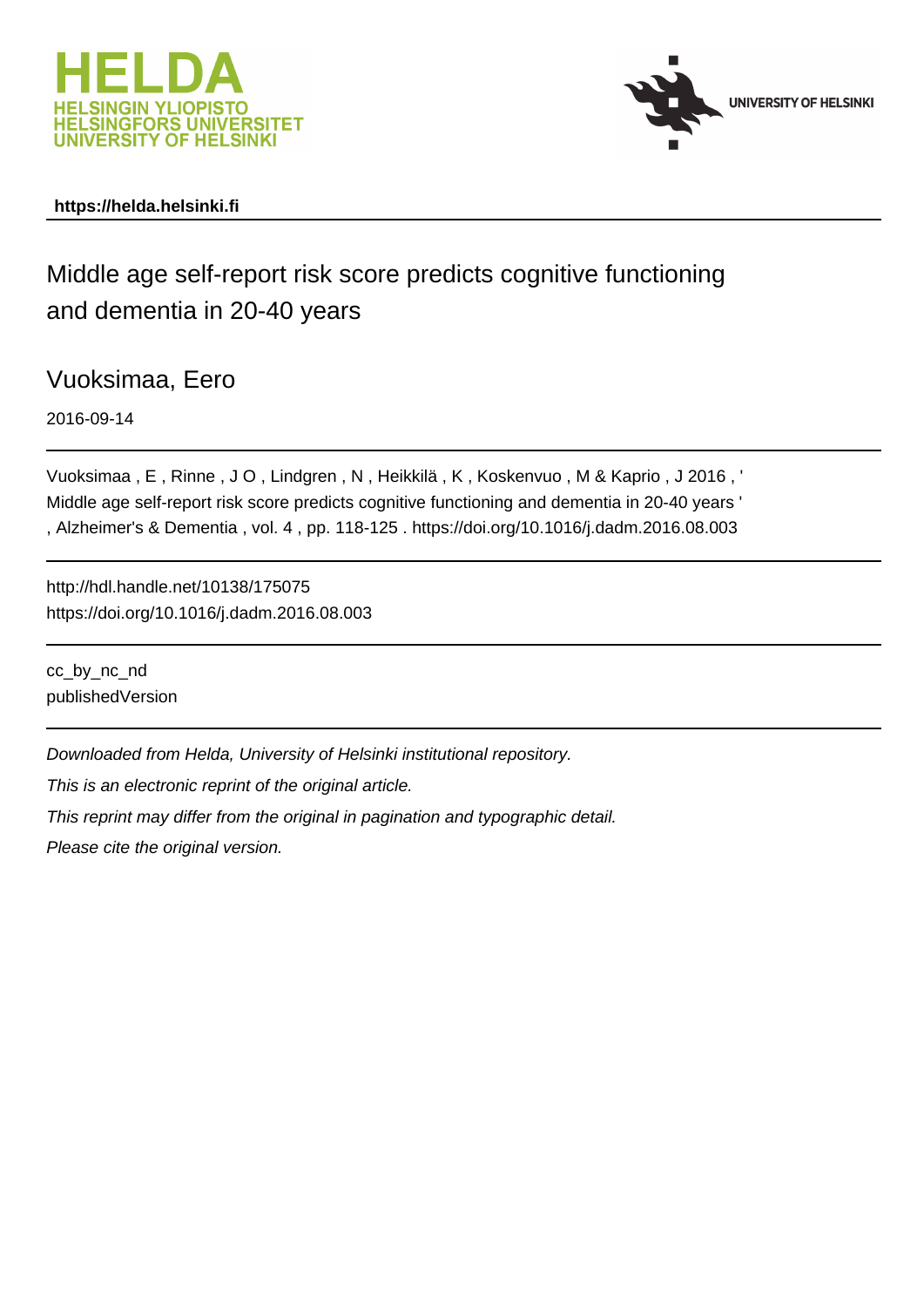https://helda.helsinki.fi

# Middle age self-report risk score predicts cognitive functioning and dementia in 20-40 years

Vuoksimaa, Eero

2016-09-14

Vuoksimaa , E , Rinne , J O , Lindgren , N , Heikkilä , K , Koskenvuo , M & Kaprio , J 2016 , ' Middle age self-report risk score predicts cognitive functioning and dementia in 20-40 years ' , Alzheimer's & Dementia , vol. 4 , pp. 118-125 . https://doi.org/10.1016/j.dadm.2016.08.003

http://hdl.handle.net/10138/175075
https://doi.org/10.1016/j.dadm.2016.08.003

cc_by_nc_nd
publishedVersion

*Downloaded from Helda, University of Helsinki institutional repository.*

*This is an electronic reprint of the original article.*

*This reprint may differ from the original in pagination and typographic detail.*

*Please cite the original version.*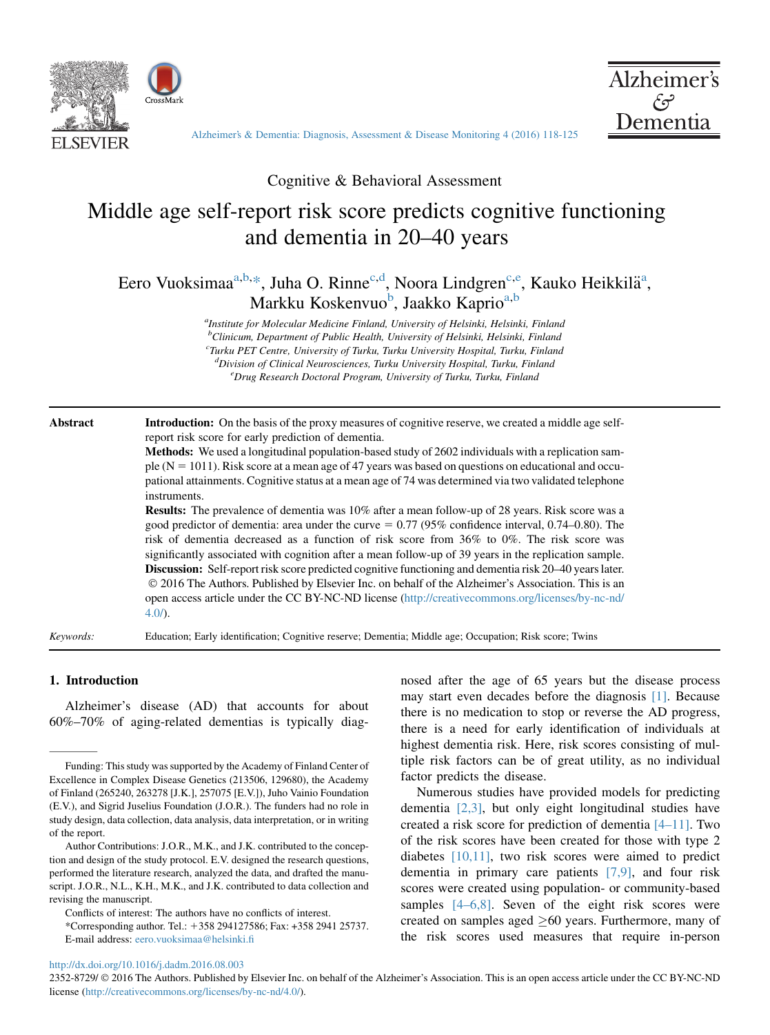Cognitive & Behavioral Assessment

# Middle age self-report risk score predicts cognitive functioning and dementia in 20–40 years

Eero Vuoksimaa[a,b,*], Juha O. Rinne[c,d], Noora Lindgren[c,e], Kauko Heikkilä[a], Markku Koskenvuo[b], Jaakko Kaprio[a,b]

[a]Institute for Molecular Medicine Finland, University of Helsinki, Helsinki, Finland
[b]Clinicum, Department of Public Health, University of Helsinki, Helsinki, Finland
[c]Turku PET Centre, University of Turku, Turku University Hospital, Turku, Finland
[d]Division of Clinical Neurosciences, Turku University Hospital, Turku, Finland
[e]Drug Research Doctoral Program, University of Turku, Turku, Finland

**Abstract**

**Introduction:** On the basis of the proxy measures of cognitive reserve, we created a middle age self-report risk score for early prediction of dementia.

**Methods:** We used a longitudinal population-based study of 2602 individuals with a replication sample (N = 1011). Risk score at a mean age of 47 years was based on questions on educational and occupational attainments. Cognitive status at a mean age of 74 was determined via two validated telephone instruments.

**Results:** The prevalence of dementia was 10% after a mean follow-up of 28 years. Risk score was a good predictor of dementia: area under the curve = 0.77 (95% confidence interval, 0.74–0.80). The risk of dementia decreased as a function of risk score from 36% to 0%. The risk score was significantly associated with cognition after a mean follow-up of 39 years in the replication sample.

**Discussion:** Self-report risk score predicted cognitive functioning and dementia risk 20–40 years later.
© 2016 The Authors. Published by Elsevier Inc. on behalf of the Alzheimer's Association. This is an open access article under the CC BY-NC-ND license (http://creativecommons.org/licenses/by-nc-nd/4.0/).

*Keywords:* Education; Early identification; Cognitive reserve; Dementia; Middle age; Occupation; Risk score; Twins

## 1. Introduction

Alzheimer's disease (AD) that accounts for about 60%–70% of aging-related dementias is typically diagnosed after the age of 65 years but the disease process may start even decades before the diagnosis [1]. Because there is no medication to stop or reverse the AD progress, there is a need for early identification of individuals at highest dementia risk. Here, risk scores consisting of multiple risk factors can be of great utility, as no individual factor predicts the disease.

Numerous studies have provided models for predicting dementia [2,3], but only eight longitudinal studies have created a risk score for prediction of dementia [4–11]. Two of the risk scores have been created for those with type 2 diabetes [10,11], two risk scores were aimed to predict dementia in primary care patients [7,9], and four risk scores were created using population- or community-based samples [4–6,8]. Seven of the eight risk scores were created on samples aged ≥60 years. Furthermore, many of the risk scores used measures that require in-person

Funding: This study was supported by the Academy of Finland Center of Excellence in Complex Disease Genetics (213506, 129680), the Academy of Finland (265240, 263278 [J.K.], 257075 [E.V.]), Juho Vainio Foundation (E.V.), and Sigrid Juselius Foundation (J.O.R.). The funders had no role in study design, data collection, data analysis, data interpretation, or in writing of the report.

Author Contributions: J.O.R., M.K., and J.K. contributed to the conception and design of the study protocol. E.V. designed the research questions, performed the literature research, analyzed the data, and drafted the manuscript. J.O.R., N.L., K.H., M.K., and J.K. contributed to data collection and revising the manuscript.

Conflicts of interest: The authors have no conflicts of interest.

*Corresponding author. Tel.: +358 294127586; Fax: +358 2941 25737.
E-mail address: eero.vuoksimaa@helsinki.fi

http://dx.doi.org/10.1016/j.dadm.2016.08.003
2352-8729/ © 2016 The Authors. Published by Elsevier Inc. on behalf of the Alzheimer's Association. This is an open access article under the CC BY-NC-ND license (http://creativecommons.org/licenses/by-nc-nd/4.0/).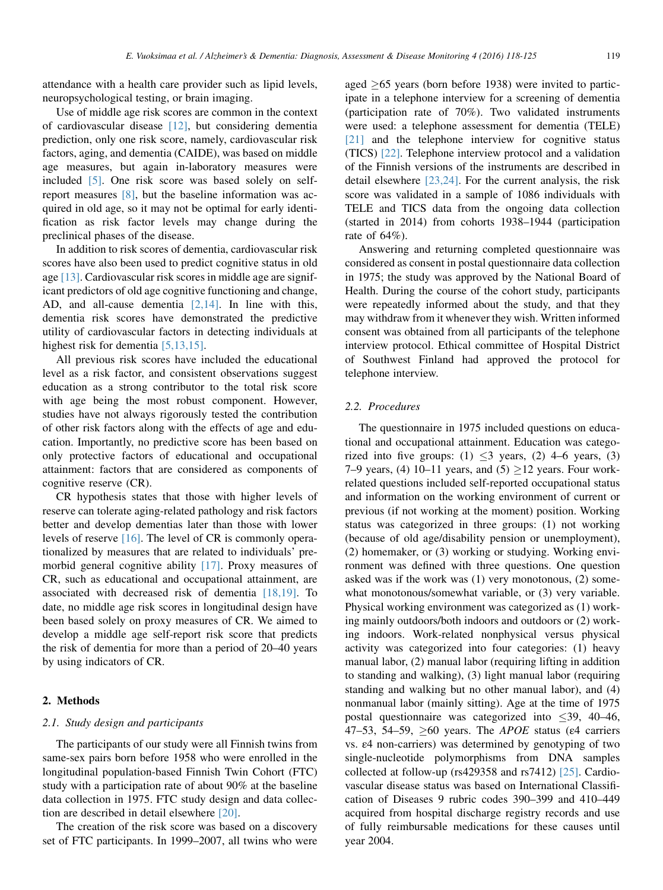attendance with a health care provider such as lipid levels, neuropsychological testing, or brain imaging.

Use of middle age risk scores are common in the context of cardiovascular disease [12], but considering dementia prediction, only one risk score, namely, cardiovascular risk factors, aging, and dementia (CAIDE), was based on middle age measures, but again in-laboratory measures were included [5]. One risk score was based solely on self-report measures [8], but the baseline information was acquired in old age, so it may not be optimal for early identification as risk factor levels may change during the preclinical phases of the disease.

In addition to risk scores of dementia, cardiovascular risk scores have also been used to predict cognitive status in old age [13]. Cardiovascular risk scores in middle age are significant predictors of old age cognitive functioning and change, AD, and all-cause dementia [2,14]. In line with this, dementia risk scores have demonstrated the predictive utility of cardiovascular factors in detecting individuals at highest risk for dementia [5,13,15].

All previous risk scores have included the educational level as a risk factor, and consistent observations suggest education as a strong contributor to the total risk score with age being the most robust component. However, studies have not always rigorously tested the contribution of other risk factors along with the effects of age and education. Importantly, no predictive score has been based on only protective factors of educational and occupational attainment: factors that are considered as components of cognitive reserve (CR).

CR hypothesis states that those with higher levels of reserve can tolerate aging-related pathology and risk factors better and develop dementias later than those with lower levels of reserve [16]. The level of CR is commonly operationalized by measures that are related to individuals' premorbid general cognitive ability [17]. Proxy measures of CR, such as educational and occupational attainment, are associated with decreased risk of dementia [18,19]. To date, no middle age risk scores in longitudinal design have been based solely on proxy measures of CR. We aimed to develop a middle age self-report risk score that predicts the risk of dementia for more than a period of 20–40 years by using indicators of CR.

## 2. Methods

### 2.1. Study design and participants

The participants of our study were all Finnish twins from same-sex pairs born before 1958 who were enrolled in the longitudinal population-based Finnish Twin Cohort (FTC) study with a participation rate of about 90% at the baseline data collection in 1975. FTC study design and data collection are described in detail elsewhere [20].

The creation of the risk score was based on a discovery set of FTC participants. In 1999–2007, all twins who were aged ≥65 years (born before 1938) were invited to participate in a telephone interview for a screening of dementia (participation rate of 70%). Two validated instruments were used: a telephone assessment for dementia (TELE) [21] and the telephone interview for cognitive status (TICS) [22]. Telephone interview protocol and a validation of the Finnish versions of the instruments are described in detail elsewhere [23,24]. For the current analysis, the risk score was validated in a sample of 1086 individuals with TELE and TICS data from the ongoing data collection (started in 2014) from cohorts 1938–1944 (participation rate of 64%).

Answering and returning completed questionnaire was considered as consent in postal questionnaire data collection in 1975; the study was approved by the National Board of Health. During the course of the cohort study, participants were repeatedly informed about the study, and that they may withdraw from it whenever they wish. Written informed consent was obtained from all participants of the telephone interview protocol. Ethical committee of Hospital District of Southwest Finland had approved the protocol for telephone interview.

### 2.2. Procedures

The questionnaire in 1975 included questions on educational and occupational attainment. Education was categorized into five groups: (1) ≤3 years, (2) 4–6 years, (3) 7–9 years, (4) 10–11 years, and (5) ≥12 years. Four work-related questions included self-reported occupational status and information on the working environment of current or previous (if not working at the moment) position. Working status was categorized in three groups: (1) not working (because of old age/disability pension or unemployment), (2) homemaker, or (3) working or studying. Working environment was defined with three questions. One question asked was if the work was (1) very monotonous, (2) somewhat monotonous/somewhat variable, or (3) very variable. Physical working environment was categorized as (1) working mainly outdoors/both indoors and outdoors or (2) working indoors. Work-related nonphysical versus physical activity was categorized into four categories: (1) heavy manual labor, (2) manual labor (requiring lifting in addition to standing and walking), (3) light manual labor (requiring standing and walking but no other manual labor), and (4) nonmanual labor (mainly sitting). Age at the time of 1975 postal questionnaire was categorized into ≤39, 40–46, 47–53, 54–59, ≥60 years. The *APOE* status (ε4 carriers vs. ε4 non-carriers) was determined by genotyping of two single-nucleotide polymorphisms from DNA samples collected at follow-up (rs429358 and rs7412) [25]. Cardiovascular disease status was based on International Classification of Diseases 9 rubric codes 390–399 and 410–449 acquired from hospital discharge registry records and use of fully reimbursable medications for these causes until year 2004.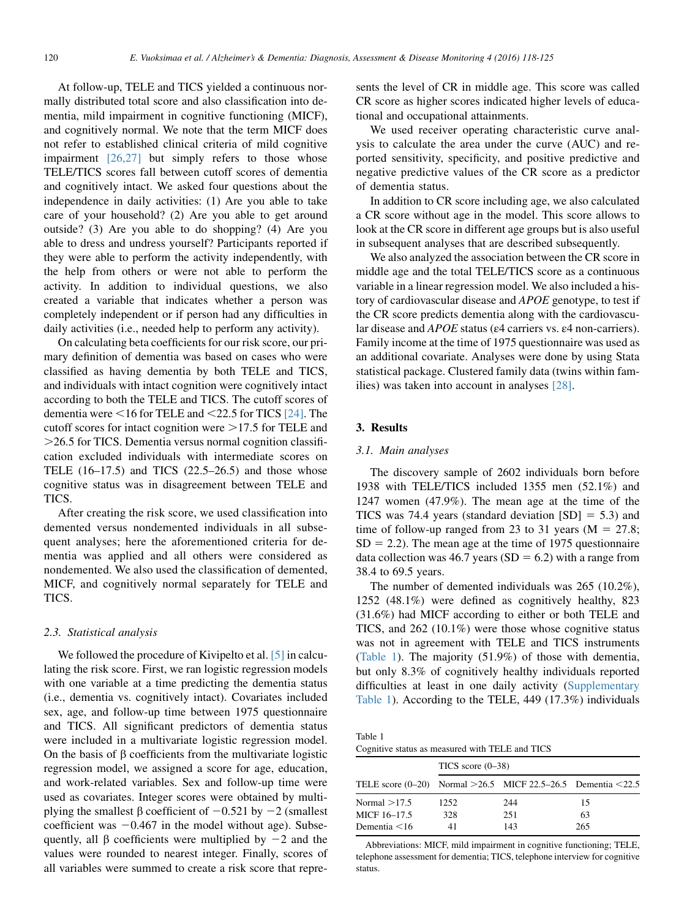At follow-up, TELE and TICS yielded a continuous normally distributed total score and also classification into dementia, mild impairment in cognitive functioning (MICF), and cognitively normal. We note that the term MICF does not refer to established clinical criteria of mild cognitive impairment [26,27] but simply refers to those whose TELE/TICS scores fall between cutoff scores of dementia and cognitively intact. We asked four questions about the independence in daily activities: (1) Are you able to take care of your household? (2) Are you able to get around outside? (3) Are you able to do shopping? (4) Are you able to dress and undress yourself? Participants reported if they were able to perform the activity independently, with the help from others or were not able to perform the activity. In addition to individual questions, we also created a variable that indicates whether a person was completely independent or if person had any difficulties in daily activities (i.e., needed help to perform any activity).

On calculating beta coefficients for our risk score, our primary definition of dementia was based on cases who were classified as having dementia by both TELE and TICS, and individuals with intact cognition were cognitively intact according to both the TELE and TICS. The cutoff scores of dementia were <16 for TELE and <22.5 for TICS [24]. The cutoff scores for intact cognition were >17.5 for TELE and >26.5 for TICS. Dementia versus normal cognition classification excluded individuals with intermediate scores on TELE (16–17.5) and TICS (22.5–26.5) and those whose cognitive status was in disagreement between TELE and TICS.

After creating the risk score, we used classification into demented versus nondemented individuals in all subsequent analyses; here the aforementioned criteria for dementia was applied and all others were considered as nondemented. We also used the classification of demented, MICF, and cognitively normal separately for TELE and TICS.

### 2.3. Statistical analysis

We followed the procedure of Kivipelto et al. [5] in calculating the risk score. First, we ran logistic regression models with one variable at a time predicting the dementia status (i.e., dementia vs. cognitively intact). Covariates included sex, age, and follow-up time between 1975 questionnaire and TICS. All significant predictors of dementia status were included in a multivariate logistic regression model. On the basis of β coefficients from the multivariate logistic regression model, we assigned a score for age, education, and work-related variables. Sex and follow-up time were used as covariates. Integer scores were obtained by multiplying the smallest β coefficient of −0.521 by −2 (smallest coefficient was −0.467 in the model without age). Subsequently, all β coefficients were multiplied by −2 and the values were rounded to nearest integer. Finally, scores of all variables were summed to create a risk score that represents the level of CR in middle age. This score was called CR score as higher scores indicated higher levels of educational and occupational attainments.

We used receiver operating characteristic curve analysis to calculate the area under the curve (AUC) and reported sensitivity, specificity, and positive predictive and negative predictive values of the CR score as a predictor of dementia status.

In addition to CR score including age, we also calculated a CR score without age in the model. This score allows to look at the CR score in different age groups but is also useful in subsequent analyses that are described subsequently.

We also analyzed the association between the CR score in middle age and the total TELE/TICS score as a continuous variable in a linear regression model. We also included a history of cardiovascular disease and *APOE* genotype, to test if the CR score predicts dementia along with the cardiovascular disease and *APOE* status (ε4 carriers vs. ε4 non-carriers). Family income at the time of 1975 questionnaire was used as an additional covariate. Analyses were done by using Stata statistical package. Clustered family data (twins within families) was taken into account in analyses [28].

## 3. Results

### 3.1. Main analyses

The discovery sample of 2602 individuals born before 1938 with TELE/TICS included 1355 men (52.1%) and 1247 women (47.9%). The mean age at the time of the TICS was 74.4 years (standard deviation [SD] = 5.3) and time of follow-up ranged from 23 to 31 years (M = 27.8; SD = 2.2). The mean age at the time of 1975 questionnaire data collection was 46.7 years (SD = 6.2) with a range from 38.4 to 69.5 years.

The number of demented individuals was 265 (10.2%), 1252 (48.1%) were defined as cognitively healthy, 823 (31.6%) had MICF according to either or both TELE and TICS, and 262 (10.1%) were those whose cognitive status was not in agreement with TELE and TICS instruments (Table 1). The majority (51.9%) of those with dementia, but only 8.3% of cognitively healthy individuals reported difficulties at least in one daily activity (Supplementary Table 1). According to the TELE, 449 (17.3%) individuals

Table 1
Cognitive status as measured with TELE and TICS

| | TICS score (0–38) | | |
|---|---|---|---|
| TELE score (0–20) | Normal >26.5 | MICF 22.5–26.5 | Dementia <22.5 |
| Normal >17.5 | 1252 | 244 | 15 |
| MICF 16–17.5 | 328 | 251 | 63 |
| Dementia <16 | 41 | 143 | 265 |

Abbreviations: MICF, mild impairment in cognitive functioning; TELE, telephone assessment for dementia; TICS, telephone interview for cognitive status.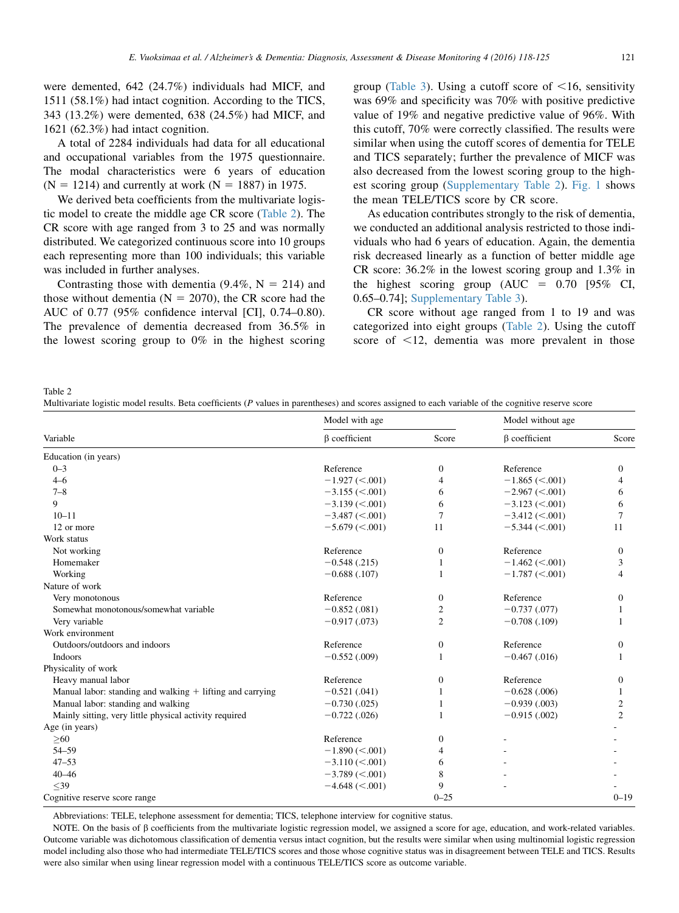were demented, 642 (24.7%) individuals had MICF, and 1511 (58.1%) had intact cognition. According to the TICS, 343 (13.2%) were demented, 638 (24.5%) had MICF, and 1621 (62.3%) had intact cognition.

A total of 2284 individuals had data for all educational and occupational variables from the 1975 questionnaire. The modal characteristics were 6 years of education (N = 1214) and currently at work (N = 1887) in 1975.

We derived beta coefficients from the multivariate logistic model to create the middle age CR score (Table 2). The CR score with age ranged from 3 to 25 and was normally distributed. We categorized continuous score into 10 groups each representing more than 100 individuals; this variable was included in further analyses.

Contrasting those with dementia (9.4%, N = 214) and those without dementia (N = 2070), the CR score had the AUC of 0.77 (95% confidence interval [CI], 0.74–0.80). The prevalence of dementia decreased from 36.5% in the lowest scoring group to 0% in the highest scoring group (Table 3). Using a cutoff score of <16, sensitivity was 69% and specificity was 70% with positive predictive value of 19% and negative predictive value of 96%. With this cutoff, 70% were correctly classified. The results were similar when using the cutoff scores of dementia for TELE and TICS separately; further the prevalence of MICF was also decreased from the lowest scoring group to the highest scoring group (Supplementary Table 2). Fig. 1 shows the mean TELE/TICS score by CR score.

As education contributes strongly to the risk of dementia, we conducted an additional analysis restricted to those individuals who had 6 years of education. Again, the dementia risk decreased linearly as a function of better middle age CR score: 36.2% in the lowest scoring group and 1.3% in the highest scoring group (AUC = 0.70 [95% CI, 0.65–0.74]; Supplementary Table 3).

CR score without age ranged from 1 to 19 and was categorized into eight groups (Table 2). Using the cutoff score of <12, dementia was more prevalent in those

Table 2
Multivariate logistic model results. Beta coefficients (*P* values in parentheses) and scores assigned to each variable of the cognitive reserve score

| Variable | Model with age | | Model without age | |
|---|---|---|---|---|
| | β coefficient | Score | β coefficient | Score |
| Education (in years) | | | | |
| 0–3 | Reference | 0 | Reference | 0 |
| 4–6 | −1.927 (<.001) | 4 | −1.865 (<.001) | 4 |
| 7–8 | −3.155 (<.001) | 6 | −2.967 (<.001) | 6 |
| 9 | −3.139 (<.001) | 6 | −3.123 (<.001) | 6 |
| 10–11 | −3.487 (<.001) | 7 | −3.412 (<.001) | 7 |
| 12 or more | −5.679 (<.001) | 11 | −5.344 (<.001) | 11 |
| Work status | | | | |
| Not working | Reference | 0 | Reference | 0 |
| Homemaker | −0.548 (.215) | 1 | −1.462 (<.001) | 3 |
| Working | −0.688 (.107) | 1 | −1.787 (<.001) | 4 |
| Nature of work | | | | |
| Very monotonous | Reference | 0 | Reference | 0 |
| Somewhat monotonous/somewhat variable | −0.852 (.081) | 2 | −0.737 (.077) | 1 |
| Very variable | −0.917 (.073) | 2 | −0.708 (.109) | 1 |
| Work environment | | | | |
| Outdoors/outdoors and indoors | Reference | 0 | Reference | 0 |
| Indoors | −0.552 (.009) | 1 | −0.467 (.016) | 1 |
| Physicality of work | | | | |
| Heavy manual labor | Reference | 0 | Reference | 0 |
| Manual labor: standing and walking + lifting and carrying | −0.521 (.041) | 1 | −0.628 (.006) | 1 |
| Manual labor: standing and walking | −0.730 (.025) | 1 | −0.939 (.003) | 2 |
| Mainly sitting, very little physical activity required | −0.722 (.026) | 1 | −0.915 (.002) | 2 |
| Age (in years) | | | | - |
| ≥60 | Reference | 0 | - | - |
| 54–59 | −1.890 (<.001) | 4 | - | - |
| 47–53 | −3.110 (<.001) | 6 | - | - |
| 40–46 | −3.789 (<.001) | 8 | - | - |
| ≤39 | −4.648 (<.001) | 9 | - | - |
| Cognitive reserve score range | | 0–25 | | 0–19 |

Abbreviations: TELE, telephone assessment for dementia; TICS, telephone interview for cognitive status.

NOTE. On the basis of β coefficients from the multivariate logistic regression model, we assigned a score for age, education, and work-related variables. Outcome variable was dichotomous classification of dementia versus intact cognition, but the results were similar when using multinomial logistic regression model including also those who had intermediate TELE/TICS scores and those whose cognitive status was in disagreement between TELE and TICS. Results were also similar when using linear regression model with a continuous TELE/TICS score as outcome variable.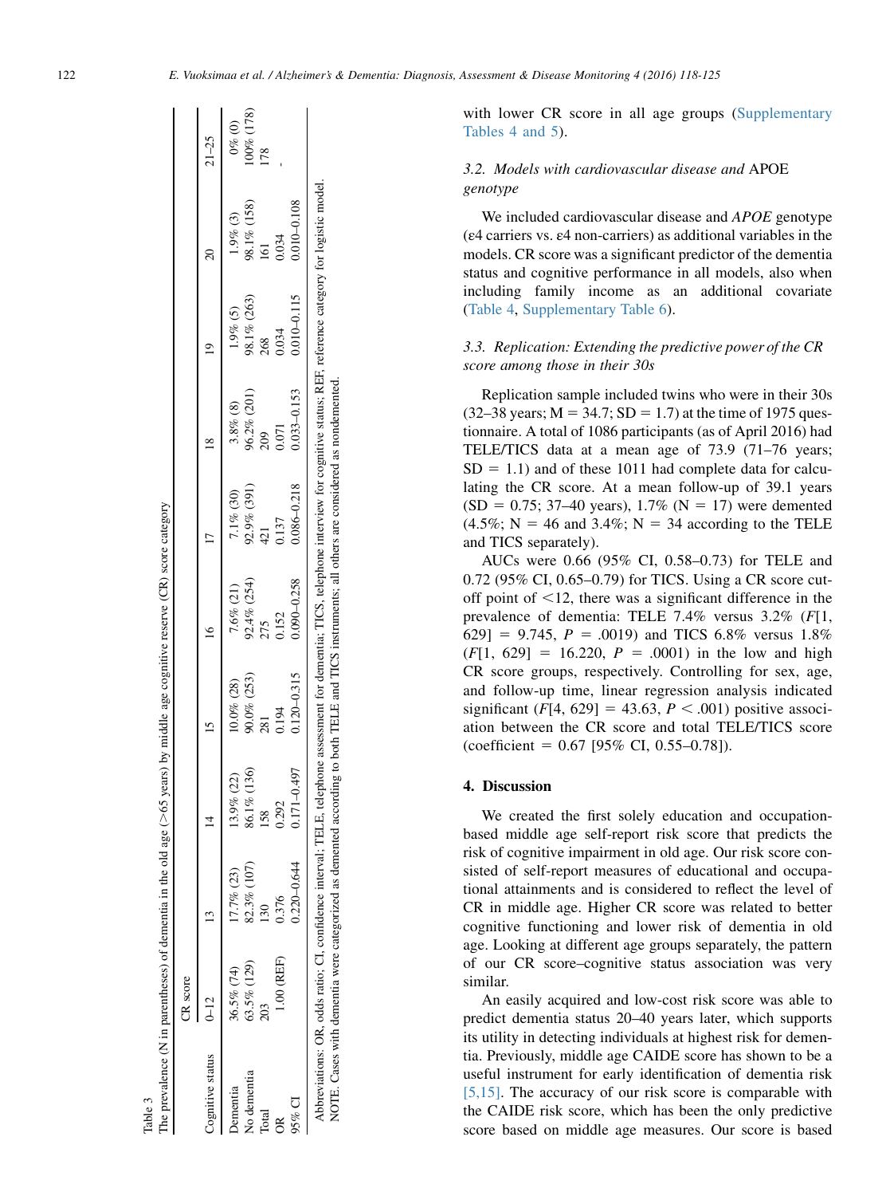Table 3
The prevalence (N in parentheses) of dementia in the old age (>65 years) by middle age cognitive reserve (CR) score category

| Cognitive status | CR score | | | | | | | | |
|---|---|---|---|---|---|---|---|---|---|
| | 0–12 | 13 | 14 | 15 | 16 | 17 | 18 | 19 | 20 | 21–25 |
| Dementia | 36.5% (74) | 17.7% (23) | 13.9% (22) | 10.0% (28) | 7.6% (21) | 7.1% (30) | 3.8% (8) | 1.9% (5) | 1.9% (3) | 0% (0) |
| No dementia | 63.5% (129) | 82.3% (107) | 86.1% (136) | 90.0% (253) | 92.4% (254) | 92.9% (391) | 96.2% (201) | 98.1% (263) | 98.1% (158) | 100% (178) |
| Total | 203 | 130 | 158 | 281 | 275 | 421 | 209 | 268 | 161 | 178 |
| OR | 1.00 (REF) | 0.376 | 0.292 | 0.194 | 0.152 | 0.137 | 0.071 | 0.034 | 0.034 | - |
| 95% CI | | 0.220–0.644 | 0.171–0.497 | 0.120–0.315 | 0.090–0.258 | 0.086–0.218 | 0.033–0.153 | 0.010–0.115 | 0.010–0.108 | |

Abbreviations: OR, odds ratio; CI, confidence interval; TELE, telephone assessment for dementia; TICS, telephone interview for cognitive status; REF, reference category for logistic model.
NOTE. Cases with dementia were categorized as demented according to both TELE and TICS instruments; all others are considered as nondemented.

with lower CR score in all age groups (Supplementary Tables 4 and 5).

### 3.2. Models with cardiovascular disease and *APOE* genotype

We included cardiovascular disease and *APOE* genotype (ε4 carriers vs. ε4 non-carriers) as additional variables in the models. CR score was a significant predictor of the dementia status and cognitive performance in all models, also when including family income as an additional covariate (Table 4, Supplementary Table 6).

### 3.3. Replication: Extending the predictive power of the CR score among those in their 30s

Replication sample included twins who were in their 30s (32–38 years; M = 34.7; SD = 1.7) at the time of 1975 questionnaire. A total of 1086 participants (as of April 2016) had TELE/TICS data at a mean age of 73.9 (71–76 years; SD = 1.1) and of these 1011 had complete data for calculating the CR score. At a mean follow-up of 39.1 years (SD = 0.75; 37–40 years), 1.7% (N = 17) were demented (4.5%; N = 46 and 3.4%; N = 34 according to the TELE and TICS separately).

AUCs were 0.66 (95% CI, 0.58–0.73) for TELE and 0.72 (95% CI, 0.65–0.79) for TICS. Using a CR score cut-off point of <12, there was a significant difference in the prevalence of dementia: TELE 7.4% versus 3.2% ($F[1, 629] = 9.745$, $P = .0019$) and TICS 6.8% versus 1.8% ($F[1, 629] = 16.220$, $P = .0001$) in the low and high CR score groups, respectively. Controlling for sex, age, and follow-up time, linear regression analysis indicated significant ($F[4, 629] = 43.63$, $P < .001$) positive association between the CR score and total TELE/TICS score (coefficient = 0.67 [95% CI, 0.55–0.78]).

## 4. Discussion

We created the first solely education and occupation-based middle age self-report risk score that predicts the risk of cognitive impairment in old age. Our risk score consisted of self-report measures of educational and occupational attainments and is considered to reflect the level of CR in middle age. Higher CR score was related to better cognitive functioning and lower risk of dementia in old age. Looking at different age groups separately, the pattern of our CR score–cognitive status association was very similar.

An easily acquired and low-cost risk score was able to predict dementia status 20–40 years later, which supports its utility in detecting individuals at highest risk for dementia. Previously, middle age CAIDE score has shown to be a useful instrument for early identification of dementia risk [5,15]. The accuracy of our risk score is comparable with the CAIDE risk score, which has been the only predictive score based on middle age measures. Our score is based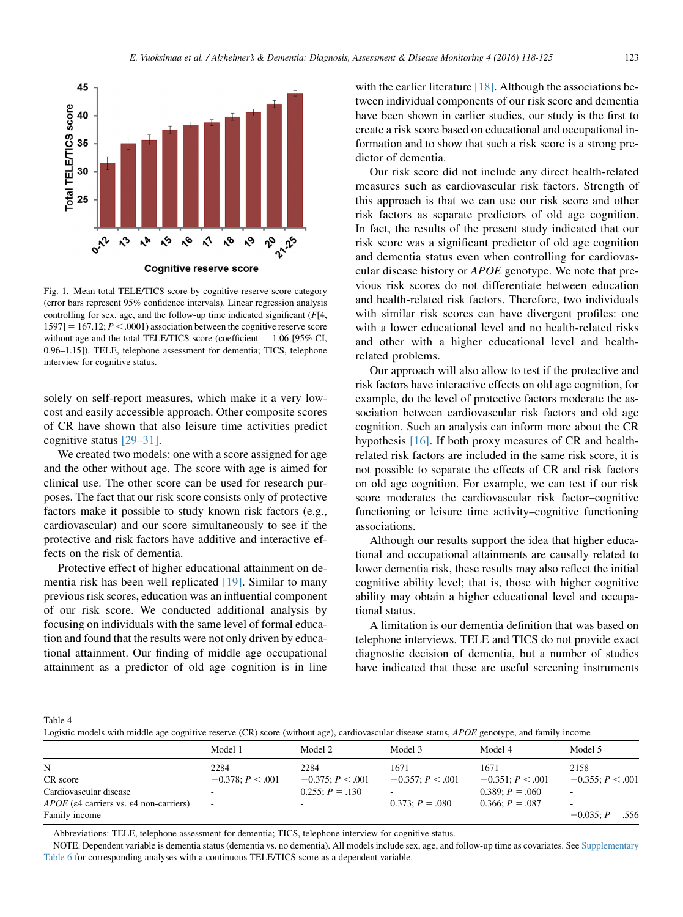45
40
35
30
25
Total TELE/TICS score
0-12
13
14
15
16
17
18
19
20
21-25
Cognitive reserve score

Fig. 1. Mean total TELE/TICS score by cognitive reserve score category (error bars represent 95% confidence intervals). Linear regression analysis controlling for sex, age, and the follow-up time indicated significant ($F$[4, 1597] = 167.12; $P < .0001$) association between the cognitive reserve score without age and the total TELE/TICS score (coefficient = 1.06 [95% CI, 0.96–1.15]). TELE, telephone assessment for dementia; TICS, telephone interview for cognitive status.

solely on self-report measures, which make it a very low-cost and easily accessible approach. Other composite scores of CR have shown that also leisure time activities predict cognitive status [29–31].

We created two models: one with a score assigned for age and the other without age. The score with age is aimed for clinical use. The other score can be used for research purposes. The fact that our risk score consists only of protective factors make it possible to study known risk factors (e.g., cardiovascular) and our score simultaneously to see if the protective and risk factors have additive and interactive effects on the risk of dementia.

Protective effect of higher educational attainment on dementia risk has been well replicated [19]. Similar to many previous risk scores, education was an influential component of our risk score. We conducted additional analysis by focusing on individuals with the same level of formal education and found that the results were not only driven by educational attainment. Our finding of middle age occupational attainment as a predictor of old age cognition is in line with the earlier literature [18]. Although the associations between individual components of our risk score and dementia have been shown in earlier studies, our study is the first to create a risk score based on educational and occupational information and to show that such a risk score is a strong predictor of dementia.

Our risk score did not include any direct health-related measures such as cardiovascular risk factors. Strength of this approach is that we can use our risk score and other risk factors as separate predictors of old age cognition. In fact, the results of the present study indicated that our risk score was a significant predictor of old age cognition and dementia status even when controlling for cardiovascular disease history or *APOE* genotype. We note that previous risk scores do not differentiate between education and health-related risk factors. Therefore, two individuals with similar risk scores can have divergent profiles: one with a lower educational level and no health-related risks and other with a higher educational level and health-related problems.

Our approach will also allow to test if the protective and risk factors have interactive effects on old age cognition, for example, do the level of protective factors moderate the association between cardiovascular risk factors and old age cognition. Such an analysis can inform more about the CR hypothesis [16]. If both proxy measures of CR and health-related risk factors are included in the same risk score, it is not possible to separate the effects of CR and risk factors on old age cognition. For example, we can test if our risk score moderates the cardiovascular risk factor–cognitive functioning or leisure time activity–cognitive functioning associations.

Although our results support the idea that higher educational and occupational attainments are causally related to lower dementia risk, these results may also reflect the initial cognitive ability level; that is, those with higher cognitive ability may obtain a higher educational level and occupational status.

A limitation is our dementia definition that was based on telephone interviews. TELE and TICS do not provide exact diagnostic decision of dementia, but a number of studies have indicated that these are useful screening instruments

Table 4
Logistic models with middle age cognitive reserve (CR) score (without age), cardiovascular disease status, *APOE* genotype, and family income

| | Model 1 | Model 2 | Model 3 | Model 4 | Model 5 |
|---|---|---|---|---|---|
| N | 2284 | 2284 | 1671 | 1671 | 2158 |
| CR score | −0.378; $P < .001$ | −0.375; $P < .001$ | −0.357; $P < .001$ | −0.351; $P < .001$ | −0.355; $P < .001$ |
| Cardiovascular disease | - | 0.255; $P = .130$ | - | 0.389; $P = .060$ | - |
| *APOE* (ε4 carriers vs. ε4 non-carriers) | - | - | 0.373; $P = .080$ | 0.366; $P = .087$ | - |
| Family income | - | - | - | - | −0.035; $P = .556$ |

Abbreviations: TELE, telephone assessment for dementia; TICS, telephone interview for cognitive status.

NOTE. Dependent variable is dementia status (dementia vs. no dementia). All models include sex, age, and follow-up time as covariates. See Supplementary Table 6 for corresponding analyses with a continuous TELE/TICS score as a dependent variable.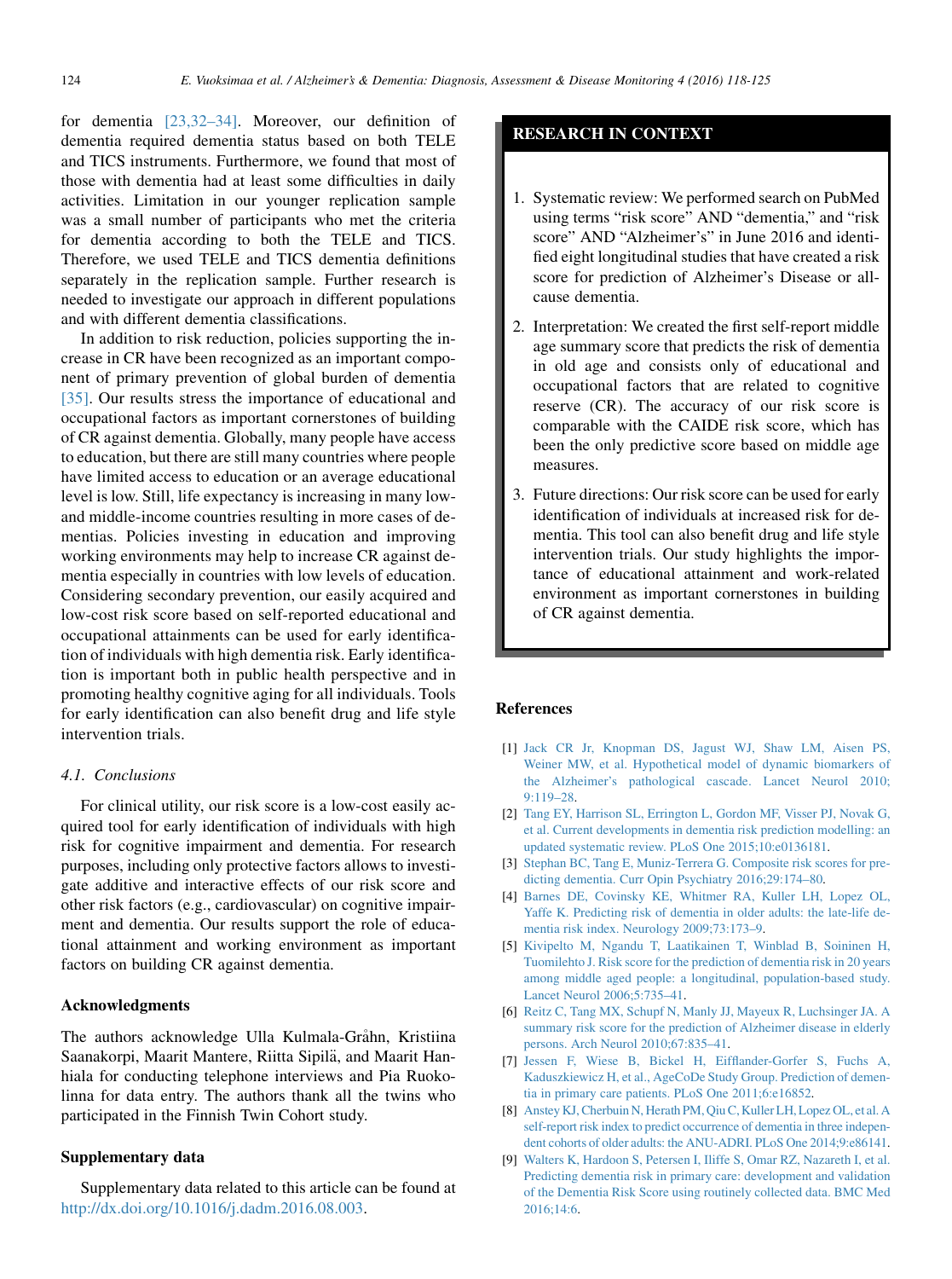for dementia [23,32–34]. Moreover, our definition of dementia required dementia status based on both TELE and TICS instruments. Furthermore, we found that most of those with dementia had at least some difficulties in daily activities. Limitation in our younger replication sample was a small number of participants who met the criteria for dementia according to both the TELE and TICS. Therefore, we used TELE and TICS dementia definitions separately in the replication sample. Further research is needed to investigate our approach in different populations and with different dementia classifications.

In addition to risk reduction, policies supporting the increase in CR have been recognized as an important component of primary prevention of global burden of dementia [35]. Our results stress the importance of educational and occupational factors as important cornerstones of building of CR against dementia. Globally, many people have access to education, but there are still many countries where people have limited access to education or an average educational level is low. Still, life expectancy is increasing in many low- and middle-income countries resulting in more cases of dementias. Policies investing in education and improving working environments may help to increase CR against dementia especially in countries with low levels of education. Considering secondary prevention, our easily acquired and low-cost risk score based on self-reported educational and occupational attainments can be used for early identification of individuals with high dementia risk. Early identification is important both in public health perspective and in promoting healthy cognitive aging for all individuals. Tools for early identification can also benefit drug and life style intervention trials.

### *4.1. Conclusions*

For clinical utility, our risk score is a low-cost easily acquired tool for early identification of individuals with high risk for cognitive impairment and dementia. For research purposes, including only protective factors allows to investigate additive and interactive effects of our risk score and other risk factors (e.g., cardiovascular) on cognitive impairment and dementia. Our results support the role of educational attainment and working environment as important factors on building CR against dementia.

## Acknowledgments

The authors acknowledge Ulla Kulmala-Gråhn, Kristiina Saanakorpi, Maarit Mantere, Riitta Sipilä, and Maarit Hanhiala for conducting telephone interviews and Pia Ruokolinna for data entry. The authors thank all the twins who participated in the Finnish Twin Cohort study.

## Supplementary data

Supplementary data related to this article can be found at http://dx.doi.org/10.1016/j.dadm.2016.08.003.

## RESEARCH IN CONTEXT

1. Systematic review: We performed search on PubMed using terms "risk score" AND "dementia," and "risk score" AND "Alzheimer's" in June 2016 and identified eight longitudinal studies that have created a risk score for prediction of Alzheimer's Disease or all-cause dementia.
2. Interpretation: We created the first self-report middle age summary score that predicts the risk of dementia in old age and consists only of educational and occupational factors that are related to cognitive reserve (CR). The accuracy of our risk score is comparable with the CAIDE risk score, which has been the only predictive score based on middle age measures.
3. Future directions: Our risk score can be used for early identification of individuals at increased risk for dementia. This tool can also benefit drug and life style intervention trials. Our study highlights the importance of educational attainment and work-related environment as important cornerstones in building of CR against dementia.

## References

[1] Jack CR Jr, Knopman DS, Jagust WJ, Shaw LM, Aisen PS, Weiner MW, et al. Hypothetical model of dynamic biomarkers of the Alzheimer's pathological cascade. Lancet Neurol 2010; 9:119–28.

[2] Tang EY, Harrison SL, Errington L, Gordon MF, Visser PJ, Novak G, et al. Current developments in dementia risk prediction modelling: an updated systematic review. PLoS One 2015;10:e0136181.

[3] Stephan BC, Tang E, Muniz-Terrera G. Composite risk scores for predicting dementia. Curr Opin Psychiatry 2016;29:174–80.

[4] Barnes DE, Covinsky KE, Whitmer RA, Kuller LH, Lopez OL, Yaffe K. Predicting risk of dementia in older adults: the late-life dementia risk index. Neurology 2009;73:173–9.

[5] Kivipelto M, Ngandu T, Laatikainen T, Winblad B, Soininen H, Tuomilehto J. Risk score for the prediction of dementia risk in 20 years among middle aged people: a longitudinal, population-based study. Lancet Neurol 2006;5:735–41.

[6] Reitz C, Tang MX, Schupf N, Manly JJ, Mayeux R, Luchsinger JA. A summary risk score for the prediction of Alzheimer disease in elderly persons. Arch Neurol 2010;67:835–41.

[7] Jessen F, Wiese B, Bickel H, Eifflander-Gorfer S, Fuchs A, Kaduszkiewicz H, et al., AgeCoDe Study Group. Prediction of dementia in primary care patients. PLoS One 2011;6:e16852.

[8] Anstey KJ, Cherbuin N, Herath PM, Qiu C, Kuller LH, Lopez OL, et al. A self-report risk index to predict occurrence of dementia in three independent cohorts of older adults: the ANU-ADRI. PLoS One 2014;9:e86141.

[9] Walters K, Hardoon S, Petersen I, Iliffe S, Omar RZ, Nazareth I, et al. Predicting dementia risk in primary care: development and validation of the Dementia Risk Score using routinely collected data. BMC Med 2016;14:6.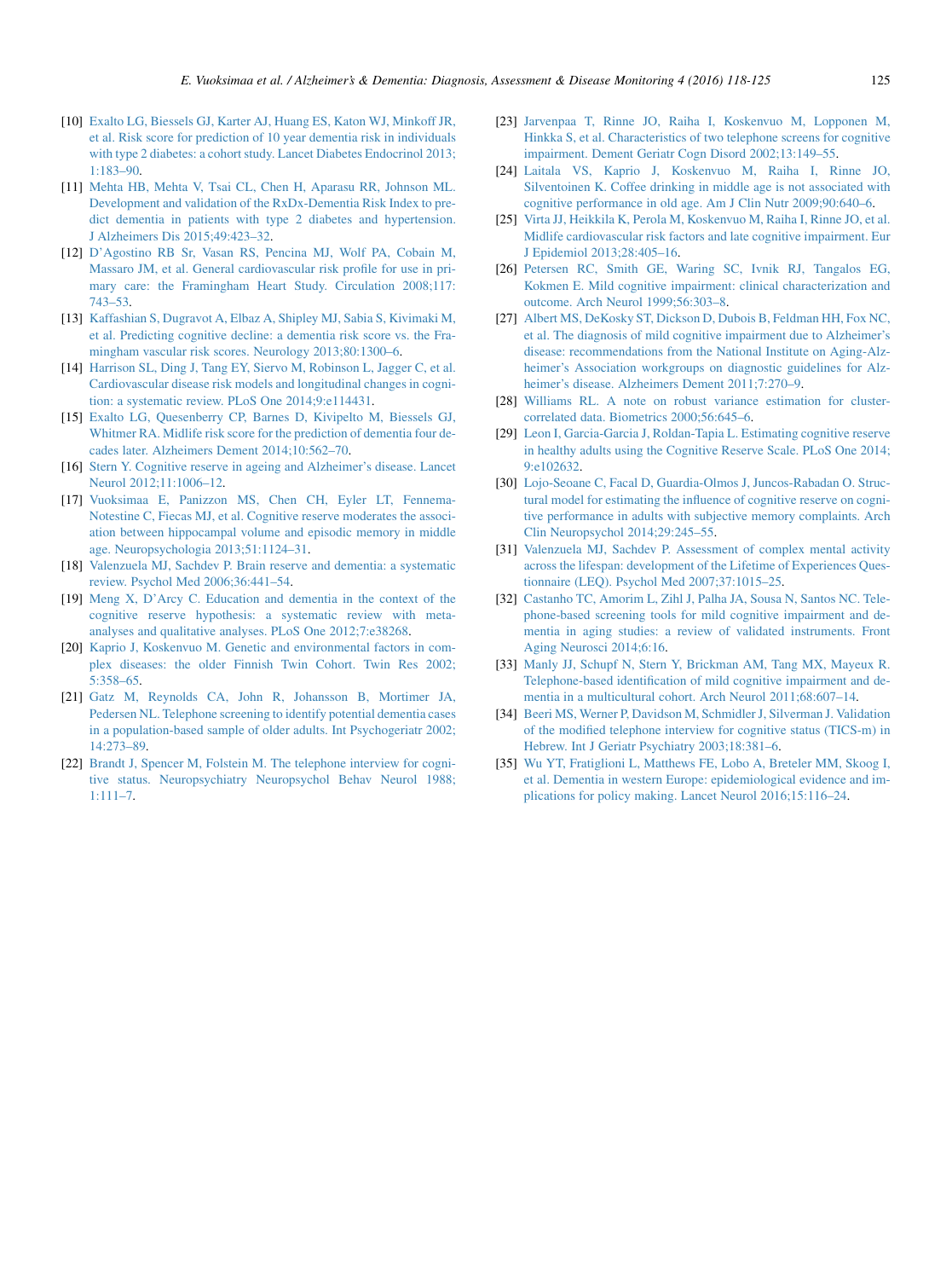[10] Exalto LG, Biessels GJ, Karter AJ, Huang ES, Katon WJ, Minkoff JR, et al. Risk score for prediction of 10 year dementia risk in individuals with type 2 diabetes: a cohort study. Lancet Diabetes Endocrinol 2013;1:183–90.

[11] Mehta HB, Mehta V, Tsai CL, Chen H, Aparasu RR, Johnson ML. Development and validation of the RxDx-Dementia Risk Index to predict dementia in patients with type 2 diabetes and hypertension. J Alzheimers Dis 2015;49:423–32.

[12] D'Agostino RB Sr, Vasan RS, Pencina MJ, Wolf PA, Cobain M, Massaro JM, et al. General cardiovascular risk profile for use in primary care: the Framingham Heart Study. Circulation 2008;117:743–53.

[13] Kaffashian S, Dugravot A, Elbaz A, Shipley MJ, Sabia S, Kivimaki M, et al. Predicting cognitive decline: a dementia risk score vs. the Framingham vascular risk scores. Neurology 2013;80:1300–6.

[14] Harrison SL, Ding J, Tang EY, Siervo M, Robinson L, Jagger C, et al. Cardiovascular disease risk models and longitudinal changes in cognition: a systematic review. PLoS One 2014;9:e114431.

[15] Exalto LG, Quesenberry CP, Barnes D, Kivipelto M, Biessels GJ, Whitmer RA. Midlife risk score for the prediction of dementia four decades later. Alzheimers Dement 2014;10:562–70.

[16] Stern Y. Cognitive reserve in ageing and Alzheimer's disease. Lancet Neurol 2012;11:1006–12.

[17] Vuoksimaa E, Panizzon MS, Chen CH, Eyler LT, Fennema-Notestine C, Fiecas MJ, et al. Cognitive reserve moderates the association between hippocampal volume and episodic memory in middle age. Neuropsychologia 2013;51:1124–31.

[18] Valenzuela MJ, Sachdev P. Brain reserve and dementia: a systematic review. Psychol Med 2006;36:441–54.

[19] Meng X, D'Arcy C. Education and dementia in the context of the cognitive reserve hypothesis: a systematic review with meta-analyses and qualitative analyses. PLoS One 2012;7:e38268.

[20] Kaprio J, Koskenvuo M. Genetic and environmental factors in complex diseases: the older Finnish Twin Cohort. Twin Res 2002;5:358–65.

[21] Gatz M, Reynolds CA, John R, Johansson B, Mortimer JA, Pedersen NL. Telephone screening to identify potential dementia cases in a population-based sample of older adults. Int Psychogeriatr 2002;14:273–89.

[22] Brandt J, Spencer M, Folstein M. The telephone interview for cognitive status. Neuropsychiatry Neuropsychol Behav Neurol 1988;1:111–7.

[23] Jarvenpaa T, Rinne JO, Raiha I, Koskenvuo M, Lopponen M, Hinkka S, et al. Characteristics of two telephone screens for cognitive impairment. Dement Geriatr Cogn Disord 2002;13:149–55.

[24] Laitala VS, Kaprio J, Koskenvuo M, Raiha I, Rinne JO, Silventoinen K. Coffee drinking in middle age is not associated with cognitive performance in old age. Am J Clin Nutr 2009;90:640–6.

[25] Virta JJ, Heikkila K, Perola M, Koskenvuo M, Raiha I, Rinne JO, et al. Midlife cardiovascular risk factors and late cognitive impairment. Eur J Epidemiol 2013;28:405–16.

[26] Petersen RC, Smith GE, Waring SC, Ivnik RJ, Tangalos EG, Kokmen E. Mild cognitive impairment: clinical characterization and outcome. Arch Neurol 1999;56:303–8.

[27] Albert MS, DeKosky ST, Dickson D, Dubois B, Feldman HH, Fox NC, et al. The diagnosis of mild cognitive impairment due to Alzheimer's disease: recommendations from the National Institute on Aging-Alzheimer's Association workgroups on diagnostic guidelines for Alzheimer's disease. Alzheimers Dement 2011;7:270–9.

[28] Williams RL. A note on robust variance estimation for cluster-correlated data. Biometrics 2000;56:645–6.

[29] Leon I, Garcia-Garcia J, Roldan-Tapia L. Estimating cognitive reserve in healthy adults using the Cognitive Reserve Scale. PLoS One 2014;9:e102632.

[30] Lojo-Seoane C, Facal D, Guardia-Olmos J, Juncos-Rabadan O. Structural model for estimating the influence of cognitive reserve on cognitive performance in adults with subjective memory complaints. Arch Clin Neuropsychol 2014;29:245–55.

[31] Valenzuela MJ, Sachdev P. Assessment of complex mental activity across the lifespan: development of the Lifetime of Experiences Questionnaire (LEQ). Psychol Med 2007;37:1015–25.

[32] Castanho TC, Amorim L, Zihl J, Palha JA, Sousa N, Santos NC. Telephone-based screening tools for mild cognitive impairment and dementia in aging studies: a review of validated instruments. Front Aging Neurosci 2014;6:16.

[33] Manly JJ, Schupf N, Stern Y, Brickman AM, Tang MX, Mayeux R. Telephone-based identification of mild cognitive impairment and dementia in a multicultural cohort. Arch Neurol 2011;68:607–14.

[34] Beeri MS, Werner P, Davidson M, Schmidler J, Silverman J. Validation of the modified telephone interview for cognitive status (TICS-m) in Hebrew. Int J Geriatr Psychiatry 2003;18:381–6.

[35] Wu YT, Fratiglioni L, Matthews FE, Lobo A, Breteler MM, Skoog I, et al. Dementia in western Europe: epidemiological evidence and implications for policy making. Lancet Neurol 2016;15:116–24.